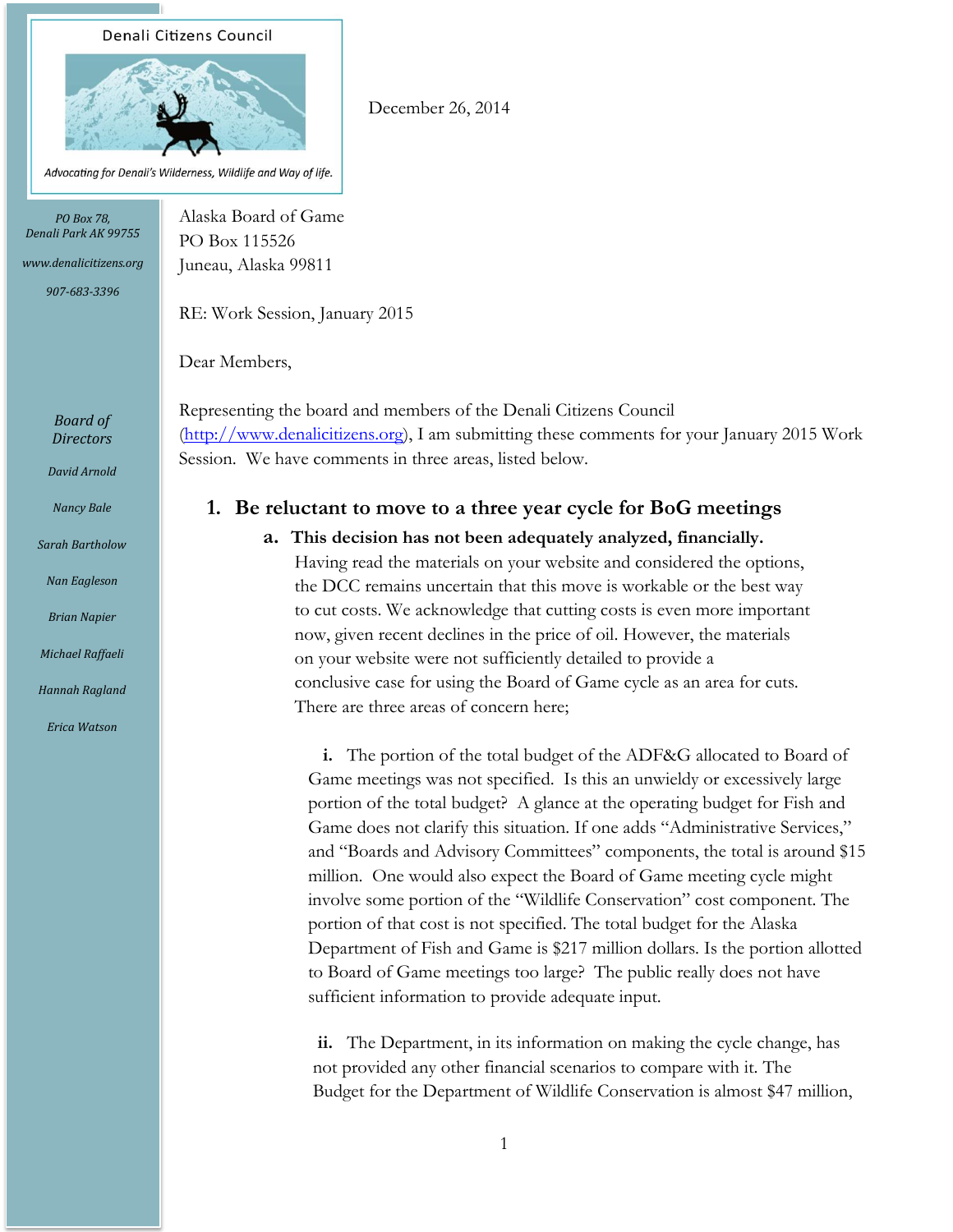Denali Citizens Council

*Advocating for Denali's Wilderness, Wildlife and Way of life.*

*PO Box 78,*
*Denali Park AK 99755*

*www.denalicitizens.org*

*907-683-3396*

*Board of Directors*

*David Arnold*

*Nancy Bale*

*Sarah Bartholow*

*Nan Eagleson*

*Brian Napier*

*Michael Raffaeli*

*Hannah Ragland*

*Erica Watson*

December 26, 2014

Alaska Board of Game
PO Box 115526
Juneau, Alaska 99811

RE: Work Session, January 2015

Dear Members,

Representing the board and members of the Denali Citizens Council (http://www.denalicitizens.org), I am submitting these comments for your January 2015 Work Session. We have comments in three areas, listed below.

## 1. Be reluctant to move to a three year cycle for BoG meetings

### a. This decision has not been adequately analyzed, financially.

Having read the materials on your website and considered the options, the DCC remains uncertain that this move is workable or the best way to cut costs. We acknowledge that cutting costs is even more important now, given recent declines in the price of oil. However, the materials on your website were not sufficiently detailed to provide a conclusive case for using the Board of Game cycle as an area for cuts. There are three areas of concern here;

**i.** The portion of the total budget of the ADF&G allocated to Board of Game meetings was not specified. Is this an unwieldy or excessively large portion of the total budget? A glance at the operating budget for Fish and Game does not clarify this situation. If one adds "Administrative Services," and "Boards and Advisory Committees" components, the total is around $15 million. One would also expect the Board of Game meeting cycle might involve some portion of the "Wildlife Conservation" cost component. The portion of that cost is not specified. The total budget for the Alaska Department of Fish and Game is $217 million dollars. Is the portion allotted to Board of Game meetings too large? The public really does not have sufficient information to provide adequate input.

**ii.** The Department, in its information on making the cycle change, has not provided any other financial scenarios to compare with it. The Budget for the Department of Wildlife Conservation is almost $47 million,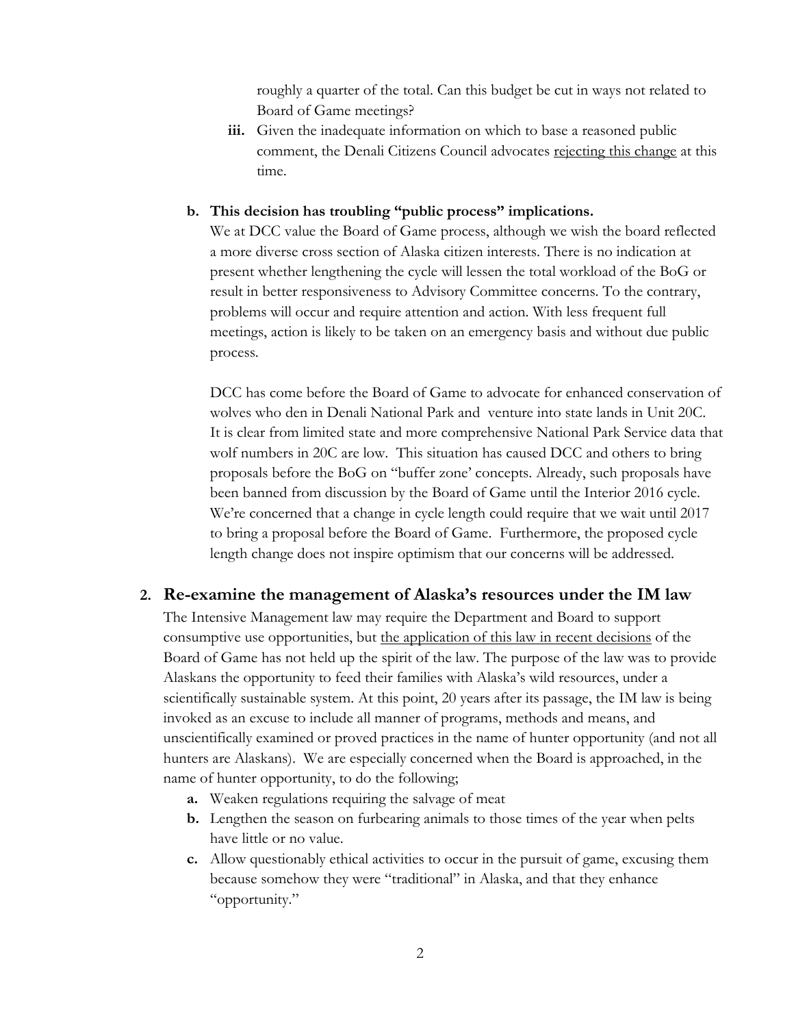roughly a quarter of the total. Can this budget be cut in ways not related to Board of Game meetings?

iii. Given the inadequate information on which to base a reasoned public comment, the Denali Citizens Council advocates rejecting this change at this time.

**b. This decision has troubling "public process" implications.**

We at DCC value the Board of Game process, although we wish the board reflected a more diverse cross section of Alaska citizen interests. There is no indication at present whether lengthening the cycle will lessen the total workload of the BoG or result in better responsiveness to Advisory Committee concerns. To the contrary, problems will occur and require attention and action. With less frequent full meetings, action is likely to be taken on an emergency basis and without due public process.

DCC has come before the Board of Game to advocate for enhanced conservation of wolves who den in Denali National Park and venture into state lands in Unit 20C. It is clear from limited state and more comprehensive National Park Service data that wolf numbers in 20C are low. This situation has caused DCC and others to bring proposals before the BoG on "buffer zone' concepts. Already, such proposals have been banned from discussion by the Board of Game until the Interior 2016 cycle. We're concerned that a change in cycle length could require that we wait until 2017 to bring a proposal before the Board of Game. Furthermore, the proposed cycle length change does not inspire optimism that our concerns will be addressed.

## 2. Re-examine the management of Alaska's resources under the IM law

The Intensive Management law may require the Department and Board to support consumptive use opportunities, but the application of this law in recent decisions of the Board of Game has not held up the spirit of the law. The purpose of the law was to provide Alaskans the opportunity to feed their families with Alaska's wild resources, under a scientifically sustainable system. At this point, 20 years after its passage, the IM law is being invoked as an excuse to include all manner of programs, methods and means, and unscientifically examined or proved practices in the name of hunter opportunity (and not all hunters are Alaskans). We are especially concerned when the Board is approached, in the name of hunter opportunity, to do the following;

a. Weaken regulations requiring the salvage of meat
b. Lengthen the season on furbearing animals to those times of the year when pelts have little or no value.
c. Allow questionably ethical activities to occur in the pursuit of game, excusing them because somehow they were "traditional" in Alaska, and that they enhance "opportunity."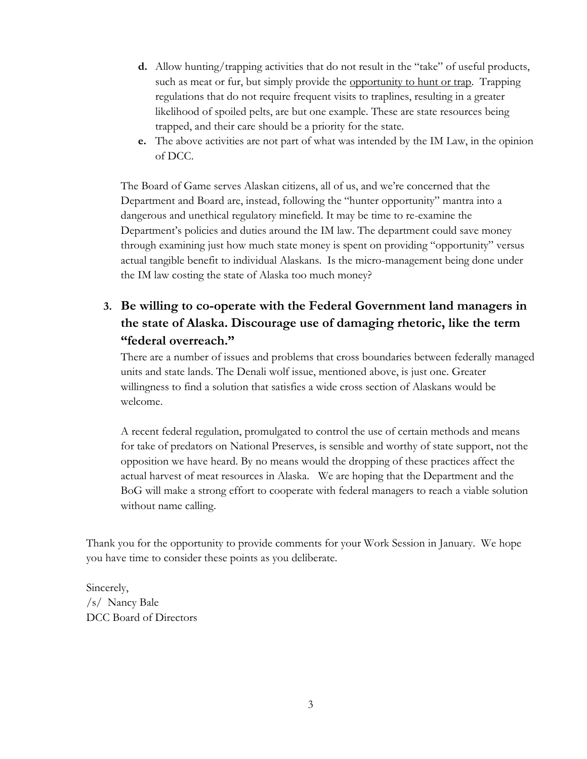- **d.** Allow hunting/trapping activities that do not result in the "take" of useful products, such as meat or fur, but simply provide the <u>opportunity to hunt or trap</u>. Trapping regulations that do not require frequent visits to traplines, resulting in a greater likelihood of spoiled pelts, are but one example. These are state resources being trapped, and their care should be a priority for the state.
- **e.** The above activities are not part of what was intended by the IM Law, in the opinion of DCC.

The Board of Game serves Alaskan citizens, all of us, and we're concerned that the Department and Board are, instead, following the "hunter opportunity" mantra into a dangerous and unethical regulatory minefield. It may be time to re-examine the Department's policies and duties around the IM law. The department could save money through examining just how much state money is spent on providing "opportunity" versus actual tangible benefit to individual Alaskans. Is the micro-management being done under the IM law costing the state of Alaska too much money?

### 3. Be willing to co-operate with the Federal Government land managers in the state of Alaska. Discourage use of damaging rhetoric, like the term "federal overreach."

There are a number of issues and problems that cross boundaries between federally managed units and state lands. The Denali wolf issue, mentioned above, is just one. Greater willingness to find a solution that satisfies a wide cross section of Alaskans would be welcome.

A recent federal regulation, promulgated to control the use of certain methods and means for take of predators on National Preserves, is sensible and worthy of state support, not the opposition we have heard. By no means would the dropping of these practices affect the actual harvest of meat resources in Alaska. We are hoping that the Department and the BoG will make a strong effort to cooperate with federal managers to reach a viable solution without name calling.

Thank you for the opportunity to provide comments for your Work Session in January. We hope you have time to consider these points as you deliberate.

Sincerely,
/s/ Nancy Bale
DCC Board of Directors